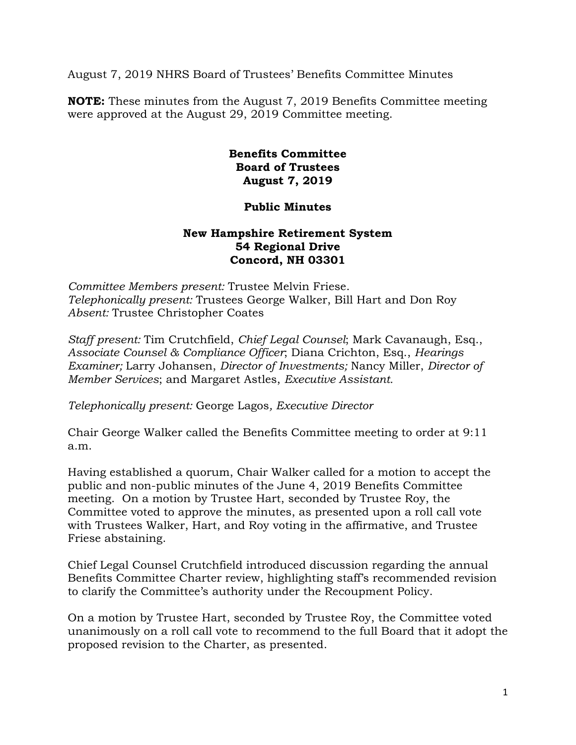August 7, 2019 NHRS Board of Trustees' Benefits Committee Minutes

**NOTE:** These minutes from the August 7, 2019 Benefits Committee meeting were approved at the August 29, 2019 Committee meeting.

**Benefits Committee**
**Board of Trustees**
**August 7, 2019**

**Public Minutes**

**New Hampshire Retirement System**
**54 Regional Drive**
**Concord, NH 03301**

*Committee Members present:* Trustee Melvin Friese.
*Telephonically present:* Trustees George Walker, Bill Hart and Don Roy
*Absent:* Trustee Christopher Coates

*Staff present:* Tim Crutchfield, *Chief Legal Counsel*; Mark Cavanaugh, Esq., *Associate Counsel & Compliance Officer*; Diana Crichton, Esq., *Hearings Examiner;* Larry Johansen, *Director of Investments;* Nancy Miller, *Director of Member Services*; and Margaret Astles, *Executive Assistant.*

*Telephonically present:* George Lagos*, Executive Director*

Chair George Walker called the Benefits Committee meeting to order at 9:11 a.m.

Having established a quorum, Chair Walker called for a motion to accept the public and non-public minutes of the June 4, 2019 Benefits Committee meeting. On a motion by Trustee Hart, seconded by Trustee Roy, the Committee voted to approve the minutes, as presented upon a roll call vote with Trustees Walker, Hart, and Roy voting in the affirmative, and Trustee Friese abstaining.

Chief Legal Counsel Crutchfield introduced discussion regarding the annual Benefits Committee Charter review, highlighting staff's recommended revision to clarify the Committee's authority under the Recoupment Policy.

On a motion by Trustee Hart, seconded by Trustee Roy, the Committee voted unanimously on a roll call vote to recommend to the full Board that it adopt the proposed revision to the Charter, as presented.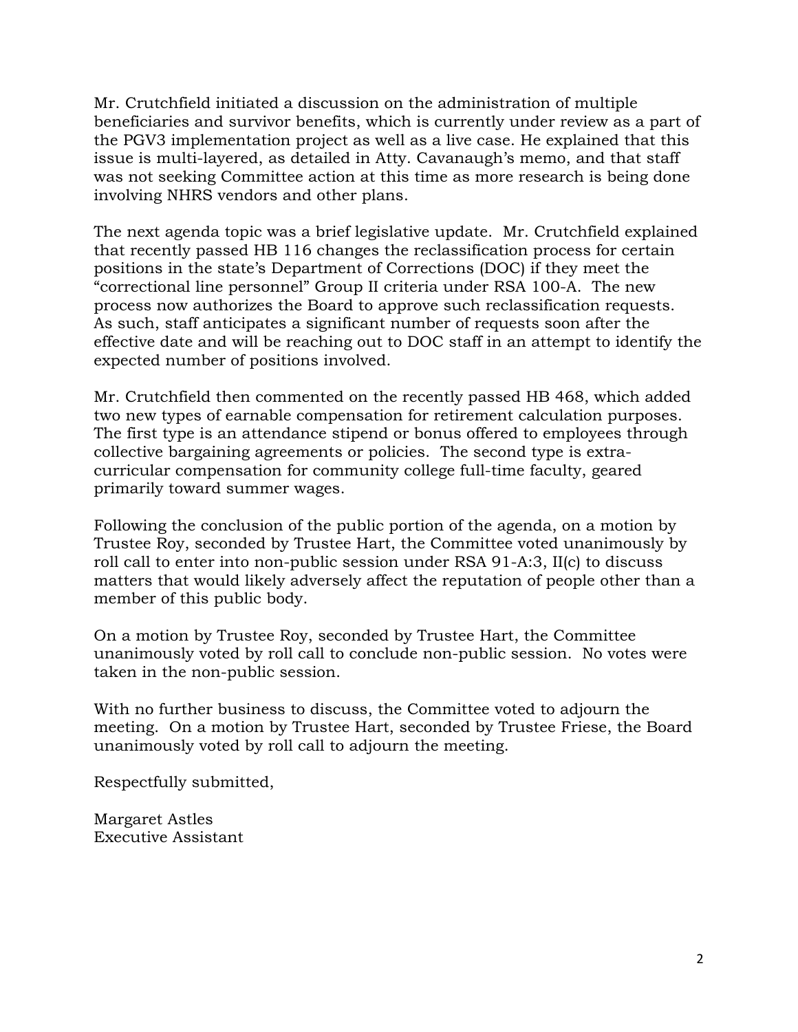Mr. Crutchfield initiated a discussion on the administration of multiple beneficiaries and survivor benefits, which is currently under review as a part of the PGV3 implementation project as well as a live case. He explained that this issue is multi-layered, as detailed in Atty. Cavanaugh's memo, and that staff was not seeking Committee action at this time as more research is being done involving NHRS vendors and other plans.

The next agenda topic was a brief legislative update. Mr. Crutchfield explained that recently passed HB 116 changes the reclassification process for certain positions in the state's Department of Corrections (DOC) if they meet the "correctional line personnel" Group II criteria under RSA 100-A. The new process now authorizes the Board to approve such reclassification requests. As such, staff anticipates a significant number of requests soon after the effective date and will be reaching out to DOC staff in an attempt to identify the expected number of positions involved.

Mr. Crutchfield then commented on the recently passed HB 468, which added two new types of earnable compensation for retirement calculation purposes. The first type is an attendance stipend or bonus offered to employees through collective bargaining agreements or policies. The second type is extra-curricular compensation for community college full-time faculty, geared primarily toward summer wages.

Following the conclusion of the public portion of the agenda, on a motion by Trustee Roy, seconded by Trustee Hart, the Committee voted unanimously by roll call to enter into non-public session under RSA 91-A:3, II(c) to discuss matters that would likely adversely affect the reputation of people other than a member of this public body.

On a motion by Trustee Roy, seconded by Trustee Hart, the Committee unanimously voted by roll call to conclude non-public session. No votes were taken in the non-public session.

With no further business to discuss, the Committee voted to adjourn the meeting. On a motion by Trustee Hart, seconded by Trustee Friese, the Board unanimously voted by roll call to adjourn the meeting.

Respectfully submitted,

Margaret Astles
Executive Assistant